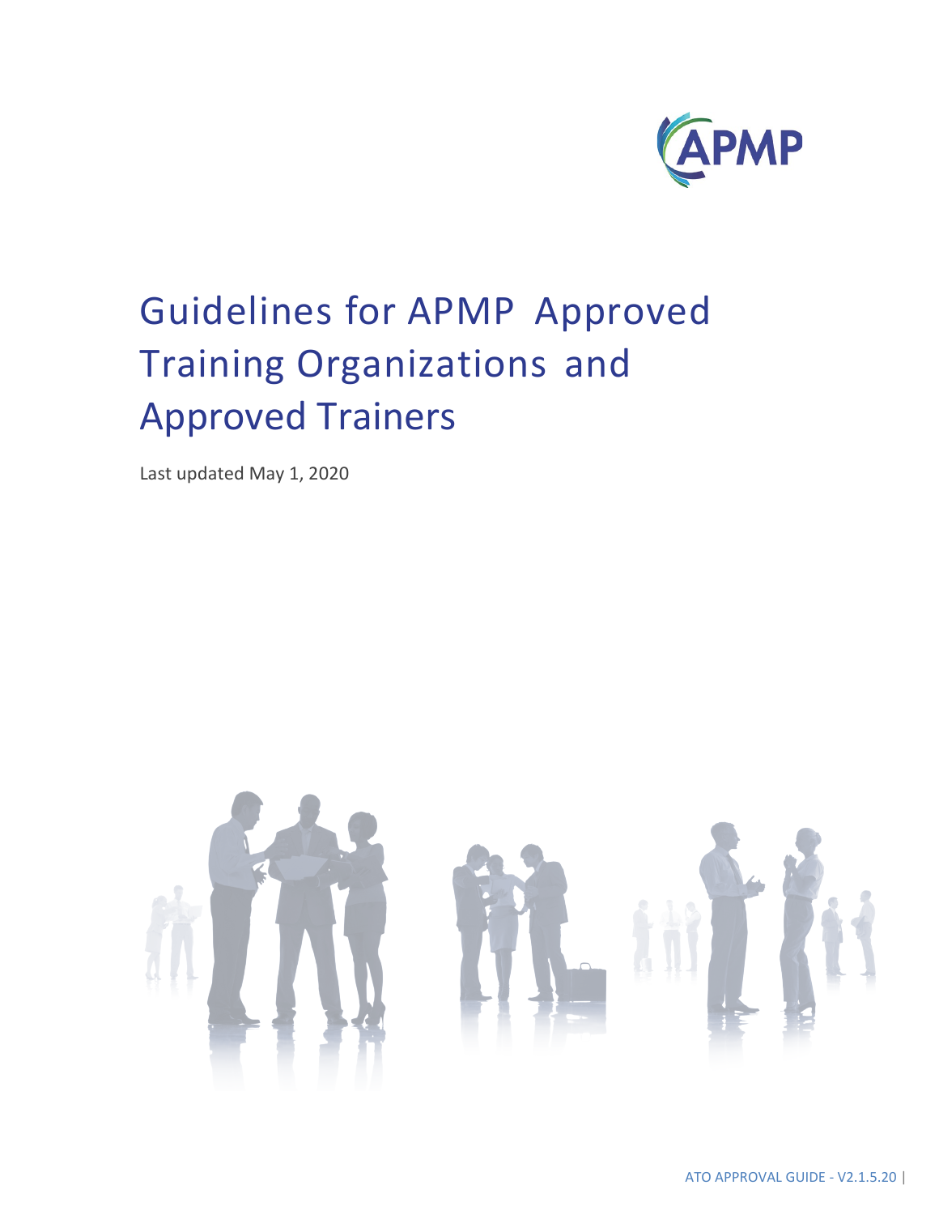# Guidelines for APMP Approved Training Organizations and Approved Trainers

Last updated May 1, 2020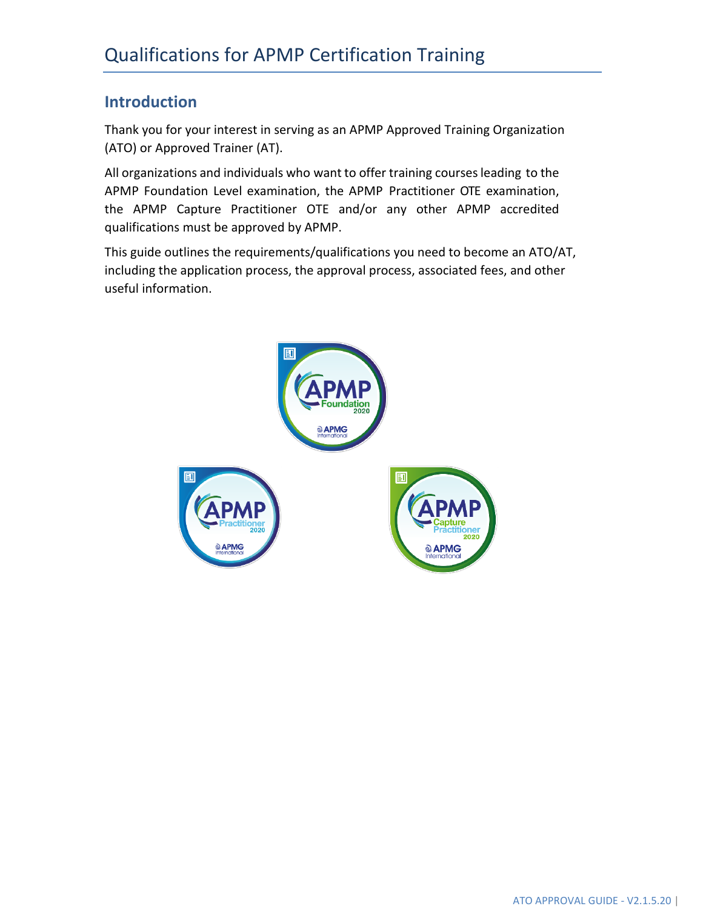# Qualifications for APMP Certification Training

## Introduction

Thank you for your interest in serving as an APMP Approved Training Organization (ATO) or Approved Trainer (AT).

All organizations and individuals who want to offer training courses leading to the APMP Foundation Level examination, the APMP Practitioner OTE examination, the APMP Capture Practitioner OTE and/or any other APMP accredited qualifications must be approved by APMP.

This guide outlines the requirements/qualifications you need to become an ATO/AT, including the application process, the approval process, associated fees, and other useful information.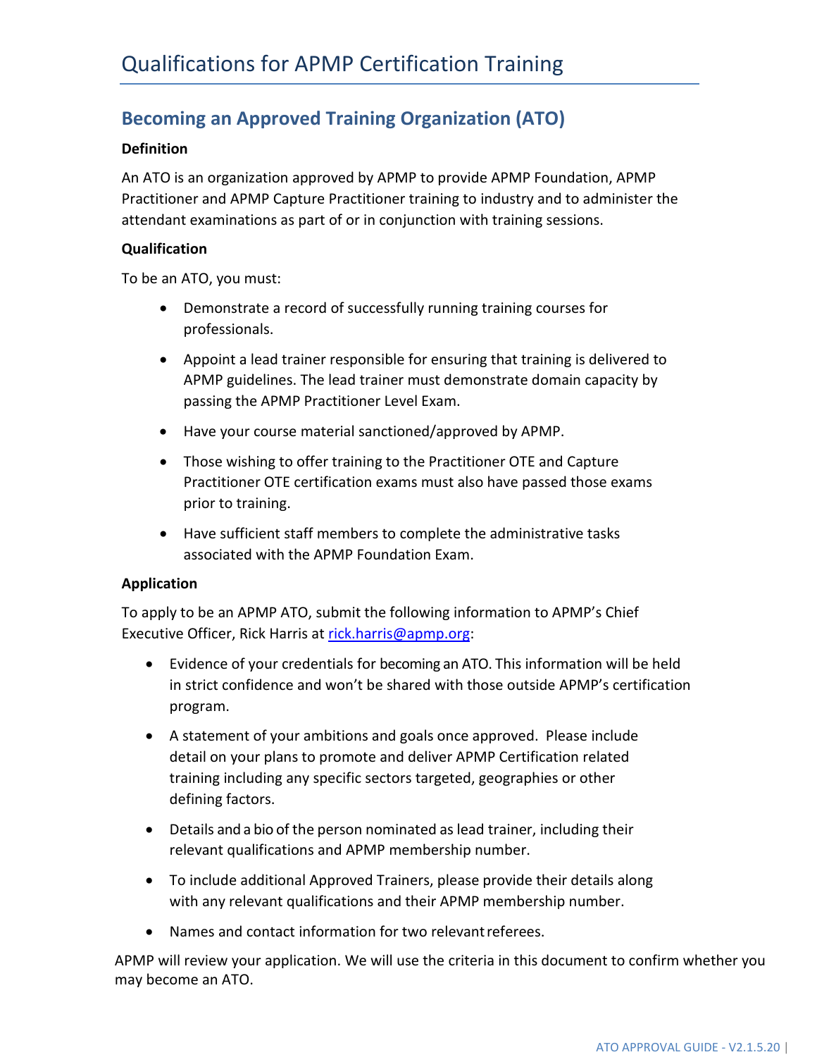# Qualifications for APMP Certification Training

## Becoming an Approved Training Organization (ATO)

**Definition**

An ATO is an organization approved by APMP to provide APMP Foundation, APMP Practitioner and APMP Capture Practitioner training to industry and to administer the attendant examinations as part of or in conjunction with training sessions.

**Qualification**

To be an ATO, you must:

- Demonstrate a record of successfully running training courses for professionals.
- Appoint a lead trainer responsible for ensuring that training is delivered to APMP guidelines. The lead trainer must demonstrate domain capacity by passing the APMP Practitioner Level Exam.
- Have your course material sanctioned/approved by APMP.
- Those wishing to offer training to the Practitioner OTE and Capture Practitioner OTE certification exams must also have passed those exams prior to training.
- Have sufficient staff members to complete the administrative tasks associated with the APMP Foundation Exam.

**Application**

To apply to be an APMP ATO, submit the following information to APMP's Chief Executive Officer, Rick Harris at rick.harris@apmp.org:

- Evidence of your credentials for becoming an ATO. This information will be held in strict confidence and won't be shared with those outside APMP's certification program.
- A statement of your ambitions and goals once approved. Please include detail on your plans to promote and deliver APMP Certification related training including any specific sectors targeted, geographies or other defining factors.
- Details and a bio of the person nominated as lead trainer, including their relevant qualifications and APMP membership number.
- To include additional Approved Trainers, please provide their details along with any relevant qualifications and their APMP membership number.
- Names and contact information for two relevant referees.

APMP will review your application. We will use the criteria in this document to confirm whether you may become an ATO.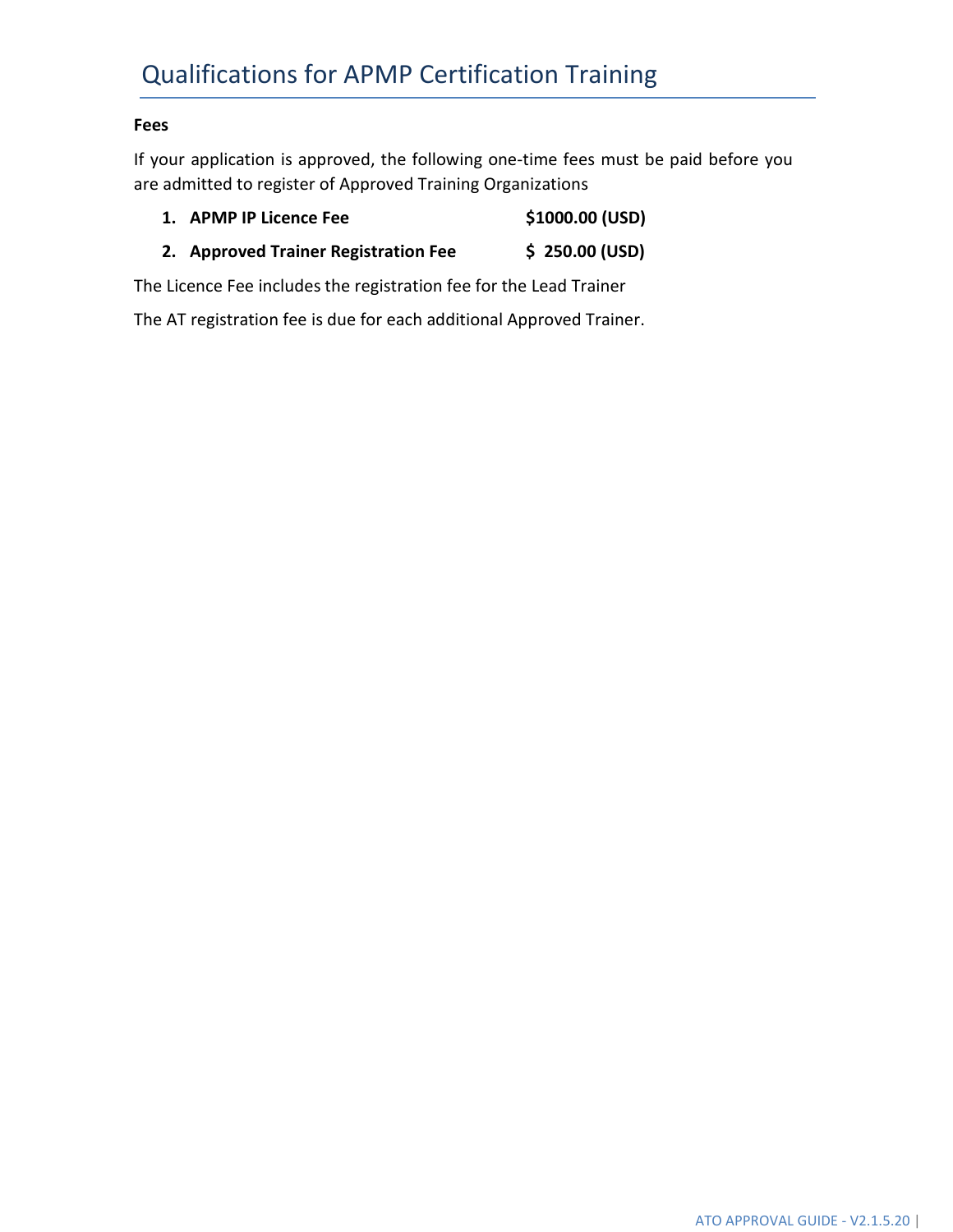# Qualifications for APMP Certification Training

**Fees**

If your application is approved, the following one-time fees must be paid before you are admitted to register of Approved Training Organizations

1. **APMP IP Licence Fee** **$1000.00 (USD)**
2. **Approved Trainer Registration Fee** **$ 250.00 (USD)**

The Licence Fee includes the registration fee for the Lead Trainer

The AT registration fee is due for each additional Approved Trainer.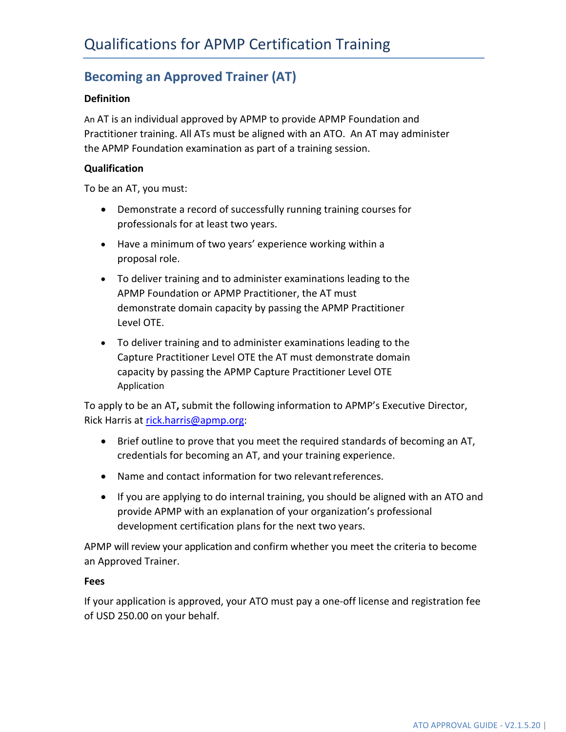# Qualifications for APMP Certification Training

## Becoming an Approved Trainer (AT)

**Definition**

An AT is an individual approved by APMP to provide APMP Foundation and Practitioner training. All ATs must be aligned with an ATO. An AT may administer the APMP Foundation examination as part of a training session.

**Qualification**

To be an AT, you must:

- Demonstrate a record of successfully running training courses for professionals for at least two years.
- Have a minimum of two years' experience working within a proposal role.
- To deliver training and to administer examinations leading to the APMP Foundation or APMP Practitioner, the AT must demonstrate domain capacity by passing the APMP Practitioner Level OTE.
- To deliver training and to administer examinations leading to the Capture Practitioner Level OTE the AT must demonstrate domain capacity by passing the APMP Capture Practitioner Level OTE

Application

To apply to be an AT**,** submit the following information to APMP's Executive Director, Rick Harris at rick.harris@apmp.org:

- Brief outline to prove that you meet the required standards of becoming an AT, credentials for becoming an AT, and your training experience.
- Name and contact information for two relevant references.
- If you are applying to do internal training, you should be aligned with an ATO and provide APMP with an explanation of your organization's professional development certification plans for the next two years.

APMP will review your application and confirm whether you meet the criteria to become an Approved Trainer.

**Fees**

If your application is approved, your ATO must pay a one-off license and registration fee of USD 250.00 on your behalf.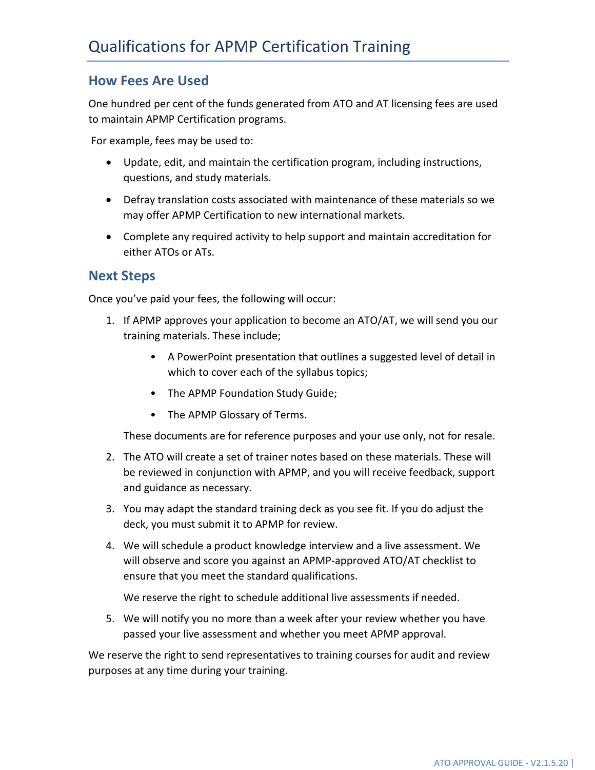# Qualifications for APMP Certification Training

## How Fees Are Used

One hundred per cent of the funds generated from ATO and AT licensing fees are used to maintain APMP Certification programs.

For example, fees may be used to:

- Update, edit, and maintain the certification program, including instructions, questions, and study materials.
- Defray translation costs associated with maintenance of these materials so we may offer APMP Certification to new international markets.
- Complete any required activity to help support and maintain accreditation for either ATOs or ATs.

## Next Steps

Once you've paid your fees, the following will occur:

1. If APMP approves your application to become an ATO/AT, we will send you our training materials. These include;
   - A PowerPoint presentation that outlines a suggested level of detail in which to cover each of the syllabus topics;
   - The APMP Foundation Study Guide;
   - The APMP Glossary of Terms.

   These documents are for reference purposes and your use only, not for resale.
2. The ATO will create a set of trainer notes based on these materials. These will be reviewed in conjunction with APMP, and you will receive feedback, support and guidance as necessary.
3. You may adapt the standard training deck as you see fit. If you do adjust the deck, you must submit it to APMP for review.
4. We will schedule a product knowledge interview and a live assessment. We will observe and score you against an APMP-approved ATO/AT checklist to ensure that you meet the standard qualifications.

   We reserve the right to schedule additional live assessments if needed.
5. We will notify you no more than a week after your review whether you have passed your live assessment and whether you meet APMP approval.

We reserve the right to send representatives to training courses for audit and review purposes at any time during your training.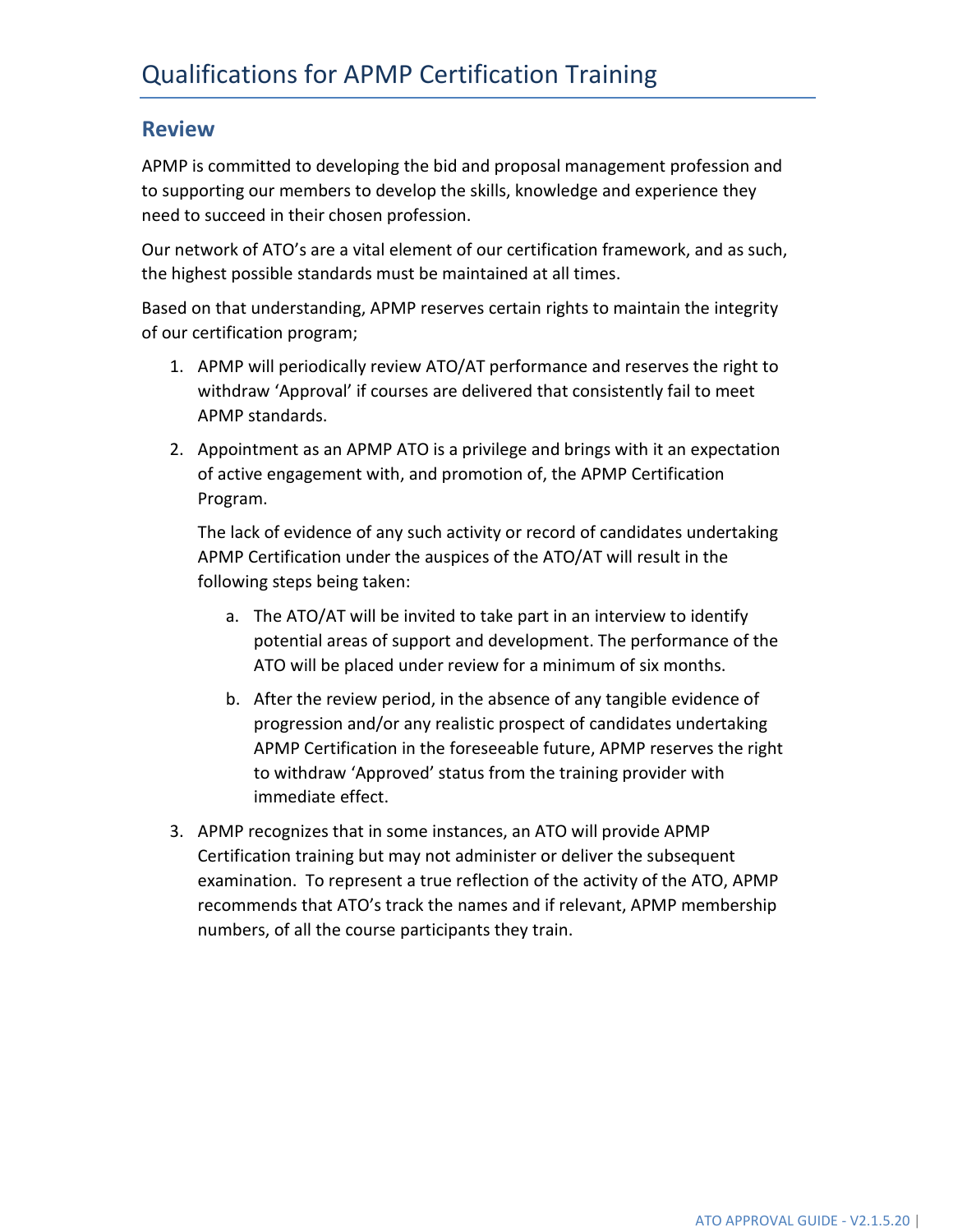# Qualifications for APMP Certification Training

## Review

APMP is committed to developing the bid and proposal management profession and to supporting our members to develop the skills, knowledge and experience they need to succeed in their chosen profession.

Our network of ATO's are a vital element of our certification framework, and as such, the highest possible standards must be maintained at all times.

Based on that understanding, APMP reserves certain rights to maintain the integrity of our certification program;

1. APMP will periodically review ATO/AT performance and reserves the right to withdraw 'Approval' if courses are delivered that consistently fail to meet APMP standards.
2. Appointment as an APMP ATO is a privilege and brings with it an expectation of active engagement with, and promotion of, the APMP Certification Program.

   The lack of evidence of any such activity or record of candidates undertaking APMP Certification under the auspices of the ATO/AT will result in the following steps being taken:

   a. The ATO/AT will be invited to take part in an interview to identify potential areas of support and development. The performance of the ATO will be placed under review for a minimum of six months.

   b. After the review period, in the absence of any tangible evidence of progression and/or any realistic prospect of candidates undertaking APMP Certification in the foreseeable future, APMP reserves the right to withdraw 'Approved' status from the training provider with immediate effect.
3. APMP recognizes that in some instances, an ATO will provide APMP Certification training but may not administer or deliver the subsequent examination. To represent a true reflection of the activity of the ATO, APMP recommends that ATO's track the names and if relevant, APMP membership numbers, of all the course participants they train.